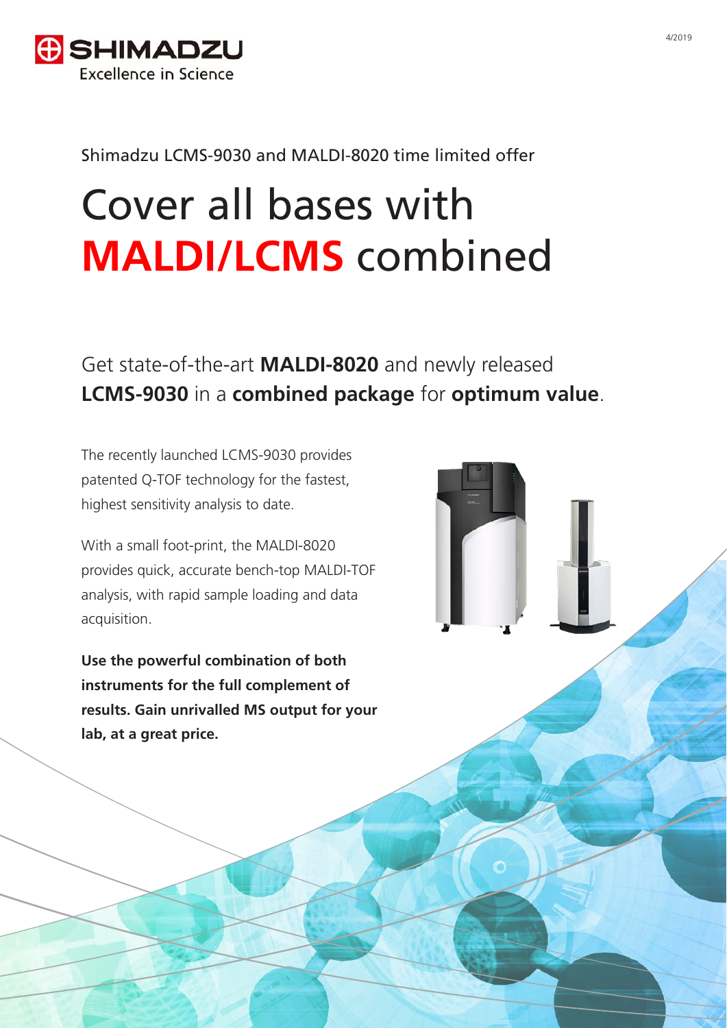Shimadzu LCMS-9030 and MALDI-8020 time limited offer

# Cover all bases with **MALDI/LCMS** combined

## Get state-of-the-art **MALDI-8020** and newly released **LCMS-9030** in a **combined package** for **optimum value**.

The recently launched LCMS-9030 provides patented Q-TOF technology for the fastest, highest sensitivity analysis to date.

With a small foot-print, the MALDI-8020 provides quick, accurate bench-top MALDI-TOF analysis, with rapid sample loading and data acquisition.

**Use the powerful combination of both instruments for the full complement of results. Gain unrivalled MS output for your lab, at a great price.**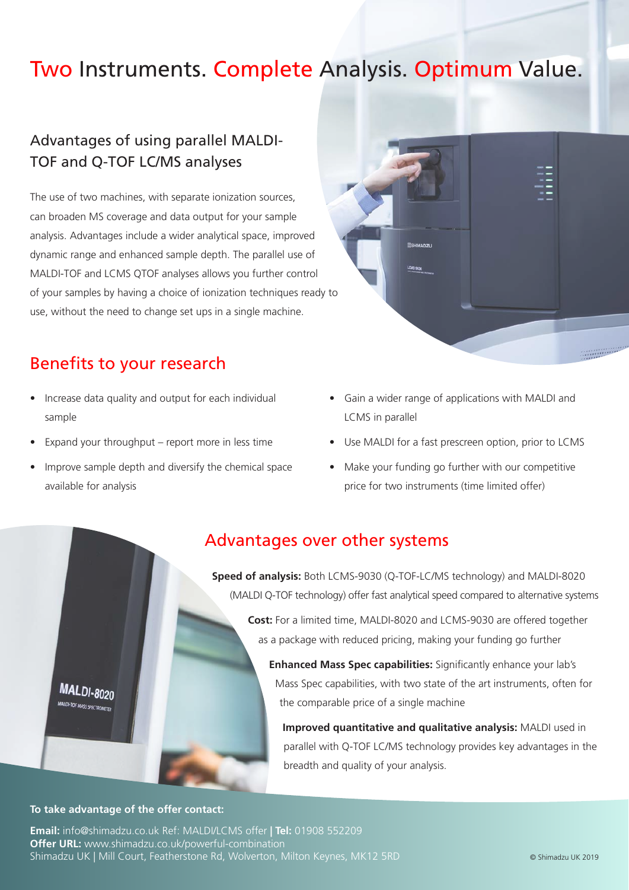# Two Instruments. Complete Analysis. Optimum Value.

## Advantages of using parallel MALDI-TOF and Q-TOF LC/MS analyses

The use of two machines, with separate ionization sources, can broaden MS coverage and data output for your sample analysis. Advantages include a wider analytical space, improved dynamic range and enhanced sample depth. The parallel use of MALDI-TOF and LCMS QTOF analyses allows you further control of your samples by having a choice of ionization techniques ready to use, without the need to change set ups in a single machine.

## Benefits to your research

- Increase data quality and output for each individual sample
- Expand your throughput – report more in less time
- Improve sample depth and diversify the chemical space available for analysis
- Gain a wider range of applications with MALDI and LCMS in parallel
- Use MALDI for a fast prescreen option, prior to LCMS
- Make your funding go further with our competitive price for two instruments (time limited offer)

## Advantages over other systems

**Speed of analysis:** Both LCMS-9030 (Q-TOF-LC/MS technology) and MALDI-8020 (MALDI Q-TOF technology) offer fast analytical speed compared to alternative systems

**Cost:** For a limited time, MALDI-8020 and LCMS-9030 are offered together as a package with reduced pricing, making your funding go further

**Enhanced Mass Spec capabilities:** Significantly enhance your lab's Mass Spec capabilities, with two state of the art instruments, often for the comparable price of a single machine

**Improved quantitative and qualitative analysis:** MALDI used in parallel with Q-TOF LC/MS technology provides key advantages in the breadth and quality of your analysis.

**To take advantage of the offer contact:**

**Email:** info@shimadzu.co.uk Ref: MALDI/LCMS offer **| Tel:** 01908 552209
**Offer URL:** www.shimadzu.co.uk/powerful-combination
Shimadzu UK | Mill Court, Featherstone Rd, Wolverton, Milton Keynes, MK12 5RD

© Shimadzu UK 2019